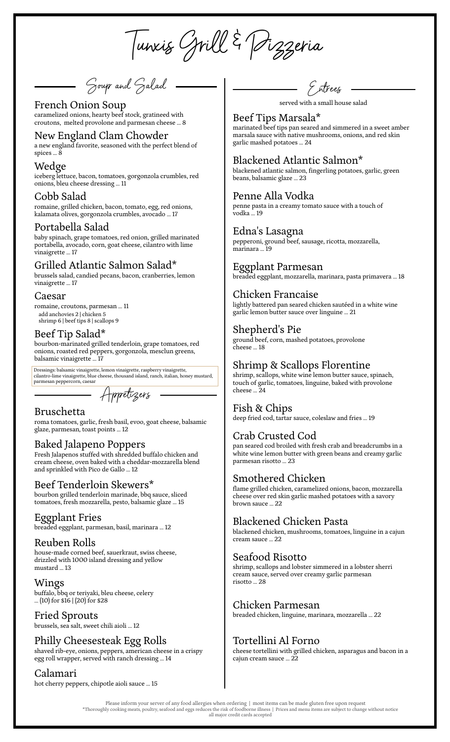# Tunxis Grill & Pizzeria

## Soup and Salad

### French Onion Soup
caramelized onions, hearty beef stock, gratineed with croutons, melted provolone and parmesan cheese ... 8

### New England Clam Chowder
a new england favorite, seasoned with the perfect blend of spices ... 8

### Wedge
iceberg lettuce, bacon, tomatoes, gorgonzola crumbles, red onions, bleu cheese dressing ... 11

### Cobb Salad
romaine, grilled chicken, bacon, tomato, egg, red onions, kalamata olives, gorgonzola crumbles, avocado ... 17

### Portabella Salad
baby spinach, grape tomatoes, red onion, grilled marinated portabella, avocado, corn, goat cheese, cilantro with lime vinaigrette ... 17

### Grilled Atlantic Salmon Salad*
brussels salad, candied pecans, bacon, cranberries, lemon vinaigrette ... 17

### Caesar
romaine, croutons, parmesan ... 11
add anchovies 2 | chicken 5
shrimp 6 | beef tips 8 | scallops 9

### Beef Tip Salad*
bourbon-marinated grilled tenderloin, grape tomatoes, red onions, roasted red peppers, gorgonzola, mesclun greens, balsamic vinaigrette ... 17

Dressings: balsamic vinaigrette, lemon vinaigrette, raspberry vinaigrette, cilantro-lime vinaigrette, blue cheese, thousand island, ranch, italian, honey mustard, parmesan peppercorn, caesar

## Appetizers

### Bruschetta
roma tomatoes, garlic, fresh basil, evoo, goat cheese, balsamic glaze, parmesan, toast points ... 12

### Baked Jalapeno Poppers
Fresh Jalapenos stuffed with shredded buffalo chicken and cream cheese, oven baked with a cheddar-mozzarella blend and sprinkled with Pico de Gallo ... 12

### Beef Tenderloin Skewers*
bourbon grilled tenderloin marinade, bbq sauce, sliced tomatoes, fresh mozzarella, pesto, balsamic glaze ... 15

### Eggplant Fries
breaded eggplant, parmesan, basil, marinara ... 12

### Reuben Rolls
house-made corned beef, sauerkraut, swiss cheese, drizzled with 1000 island dressing and yellow mustard ... 13

### Wings
buffalo, bbq or teriyaki, bleu cheese, celery ... (10) for $16 | (20) for $28

### Fried Sprouts
brussels, sea salt, sweet chili aioli ... 12

### Philly Cheesesteak Egg Rolls
shaved rib-eye, onions, peppers, american cheese in a crispy egg roll wrapper, served with ranch dressing ... 14

### Calamari
hot cherry peppers, chipotle aioli sauce ... 15

## Entrees

served with a small house salad

### Beef Tips Marsala*
marinated beef tips pan seared and simmered in a sweet amber marsala sauce with native mushrooms, onions, and red skin garlic mashed potatoes ... 24

### Blackened Atlantic Salmon*
blackened atlantic salmon, fingerling potatoes, garlic, green beans, balsamic glaze ... 23

### Penne Alla Vodka
penne pasta in a creamy tomato sauce with a touch of vodka ... 19

### Edna's Lasagna
pepperoni, ground beef, sausage, ricotta, mozzarella, marinara ... 19

### Eggplant Parmesan
breaded eggplant, mozzarella, marinara, pasta primavera ... 18

### Chicken Francaise
lightly battered pan seared chicken sautéed in a white wine garlic lemon butter sauce over linguine ... 21

### Shepherd's Pie
ground beef, corn, mashed potatoes, provolone cheese ... 18

### Shrimp & Scallops Florentine
shrimp, scallops, white wine lemon butter sauce, spinach, touch of garlic, tomatoes, linguine, baked with provolone cheese ... 24

### Fish & Chips
deep fried cod, tartar sauce, coleslaw and fries ... 19

### Crab Crusted Cod
pan seared cod broiled with fresh crab and breadcrumbs in a white wine lemon butter with green beans and creamy garlic parmesan risotto ... 23

### Smothered Chicken
flame grilled chicken, caramelized onions, bacon, mozzarella cheese over red skin garlic mashed potatoes with a savory brown sauce ... 22

### Blackened Chicken Pasta
blackened chicken, mushrooms, tomatoes, linguine in a cajun cream sauce ... 22

### Seafood Risotto
shrimp, scallops and lobster simmered in a lobster sherri cream sauce, served over creamy garlic parmesan risotto ... 28

### Chicken Parmesan
breaded chicken, linguine, marinara, mozzarella ... 22

### Tortellini Al Forno
cheese tortellini with grilled chicken, asparagus and bacon in a cajun cream sauce ... 22

Please inform your server of any food allergies when ordering | most items can be made gluten free upon request
*Thoroughly cooking meats, poultry, seafood and eggs reduces the risk of foodborne illness | Prices and menu items are subject to change without notice
all major credit cards accepted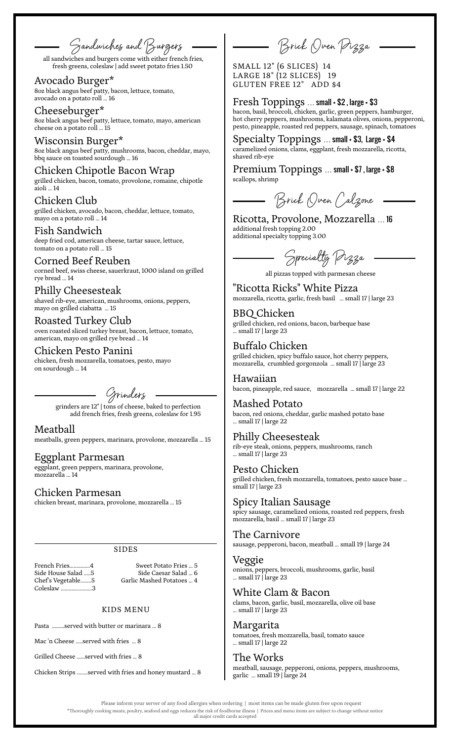## Sandwiches and Burgers

all sandwiches and burgers come with either french fries, fresh greens, coleslaw | add sweet potato fries 1.50

### Avocado Burger*
8oz black angus beef patty, bacon, lettuce, tomato, avocado on a potato roll ... 16

### Cheeseburger*
8oz black angus beef patty, lettuce, tomato, mayo, american cheese on a potato roll ... 15

### Wisconsin Burger*
8oz black angus beef patty, mushrooms, bacon, cheddar, mayo, bbq sauce on toasted sourdough ... 16

### Chicken Chipotle Bacon Wrap
grilled chicken, bacon, tomato, provolone, romaine, chipotle aioli ... 14

### Chicken Club
grilled chicken, avocado, bacon, cheddar, lettuce, tomato, mayo on a potato roll ... 14

### Fish Sandwich
deep fried cod, american cheese, tartar sauce, lettuce, tomato on a potato roll ... 15

### Corned Beef Reuben
corned beef, swiss cheese, sauerkraut, 1000 island on grilled rye bread ... 14

### Philly Cheesesteak
shaved rib-eye, american, mushrooms, onions, peppers, mayo on grilled ciabatta ... 15

### Roasted Turkey Club
oven roasted sliced turkey breast, bacon, lettuce, tomato, american, mayo on grilled rye bread ... 14

### Chicken Pesto Panini
chicken, fresh mozzarella, tomatoes, pesto, mayo on sourdough ... 14

## Grinders

grinders are 12" | tons of cheese, baked to perfection
add french fries, fresh greens, coleslaw for 1.95

### Meatball
meatballs, green peppers, marinara, provolone, mozzarella ... 15

### Eggplant Parmesan
eggplant, green peppers, marinara, provolone, mozzarella ... 14

### Chicken Parmesan
chicken breast, marinara, provolone, mozzarella ... 15

## SIDES

French Fries..............4
Side House Salad .....5
Chef's Vegetable........5
Coleslaw ......................3
Sweet Potato Fries ... 5
Side Caesar Salad ... 6
Garlic Mashed Potatoes ... 4

## KIDS MENU

Pasta .........served with butter or marinara ... 8

Mac 'n Cheese .....served with fries ... 8

Grilled Cheese ......served with fries ... 8

Chicken Strips ........served with fries and honey mustard ... 8

## Brick Oven Pizza

SMALL 12" (6 SLICES) 14
LARGE 18" (12 SLICES) 19
GLUTEN FREE 12" ADD $4

### Fresh Toppings ... small + $2 , large + $3
bacon, basil, broccoli, chicken, garlic, green peppers, hamburger, hot cherry peppers, mushrooms, kalamata olives, onions, pepperoni, pesto, pineapple, roasted red peppers, sausage, spinach, tomatoes

### Specialty Toppings ... small + $3, Large + $4
caramelized onions, clams, eggplant, fresh mozzarella, ricotta, shaved rib-eye

### Premium Toppings ... small + $7 , large + $8
scallops, shrimp

## Brick Oven Calzone

### Ricotta, Provolone, Mozzarella ... 16
additional fresh topping 2.00
additional specialty topping 3.00

## Specialty Pizza

all pizzas topped with parmesan cheese

### "Ricotta Ricks" White Pizza
mozzarella, ricotta, garlic, fresh basil ... small 17 | large 23

### BBQ Chicken
grilled chicken, red onions, bacon, barbeque base ... small 17 | large 23

### Buffalo Chicken
grilled chicken, spicy buffalo sauce, hot cherry peppers, mozzarella, crumbled gorgonzola ... small 17 | large 23

### Hawaiian
bacon, pineapple, red sauce, mozzarella ... small 17 | large 22

### Mashed Potato
bacon, red onions, cheddar, garlic mashed potato base ... small 17 | large 22

### Philly Cheesesteak
rib-eye steak, onions, peppers, mushrooms, ranch ... small 17 | large 23

### Pesto Chicken
grilled chicken, fresh mozzarella, tomatoes, pesto sauce base ... small 17 | large 23

### Spicy Italian Sausage
spicy sausage, caramelized onions, roasted red peppers, fresh mozzarella, basil ... small 17 | large 23

### The Carnivore
sausage, pepperoni, bacon, meatball ... small 19 | large 24

### Veggie
onions, peppers, broccoli, mushrooms, garlic, basil ... small 17 | large 23

### White Clam & Bacon
clams, bacon, garlic, basil, mozzarella, olive oil base ... small 17 | large 23

### Margarita
tomatoes, fresh mozzarella, basil, tomato sauce ... small 17 | large 22

### The Works
meatball, sausage, pepperoni, onions, peppers, mushrooms, garlic ... small 19 | large 24

Please inform your server of any food allergies when ordering | most items can be made gluten free upon request
*Thoroughly cooking meats, poultry, seafood and eggs reduces the risk of foodborne illness | Prices and menu items are subject to change without notice
all major credit cards accepted